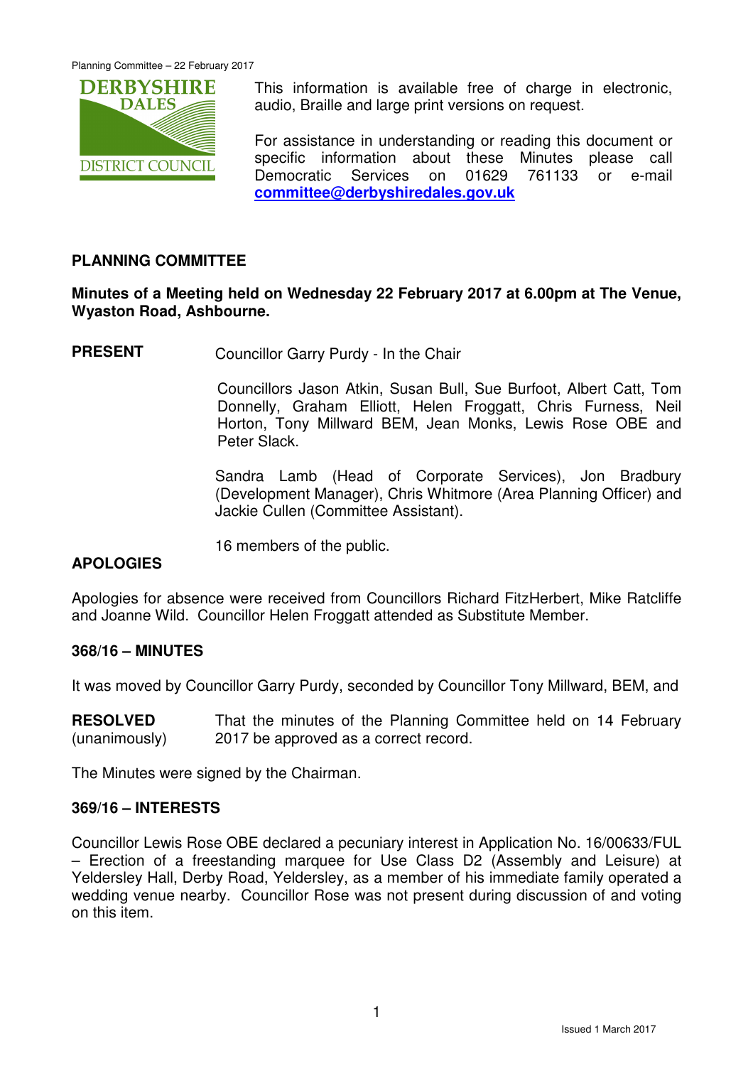This information is available free of charge in electronic, audio, Braille and large print versions on request.

For assistance in understanding or reading this document or specific information about these Minutes please call Democratic Services on 01629 761133 or e-mail **committee@derbyshiredales.gov.uk**

## PLANNING COMMITTEE

**Minutes of a Meeting held on Wednesday 22 February 2017 at 6.00pm at The Venue, Wyaston Road, Ashbourne.**

**PRESENT** Councillor Garry Purdy - In the Chair

Councillors Jason Atkin, Susan Bull, Sue Burfoot, Albert Catt, Tom Donnelly, Graham Elliott, Helen Froggatt, Chris Furness, Neil Horton, Tony Millward BEM, Jean Monks, Lewis Rose OBE and Peter Slack.

Sandra Lamb (Head of Corporate Services), Jon Bradbury (Development Manager), Chris Whitmore (Area Planning Officer) and Jackie Cullen (Committee Assistant).

16 members of the public.

**APOLOGIES**

Apologies for absence were received from Councillors Richard FitzHerbert, Mike Ratcliffe and Joanne Wild. Councillor Helen Froggatt attended as Substitute Member.

### 368/16 – MINUTES

It was moved by Councillor Garry Purdy, seconded by Councillor Tony Millward, BEM, and

**RESOLVED** (unanimously) That the minutes of the Planning Committee held on 14 February 2017 be approved as a correct record.

The Minutes were signed by the Chairman.

### 369/16 – INTERESTS

Councillor Lewis Rose OBE declared a pecuniary interest in Application No. 16/00633/FUL – Erection of a freestanding marquee for Use Class D2 (Assembly and Leisure) at Yeldersley Hall, Derby Road, Yeldersley, as a member of his immediate family operated a wedding venue nearby. Councillor Rose was not present during discussion of and voting on this item.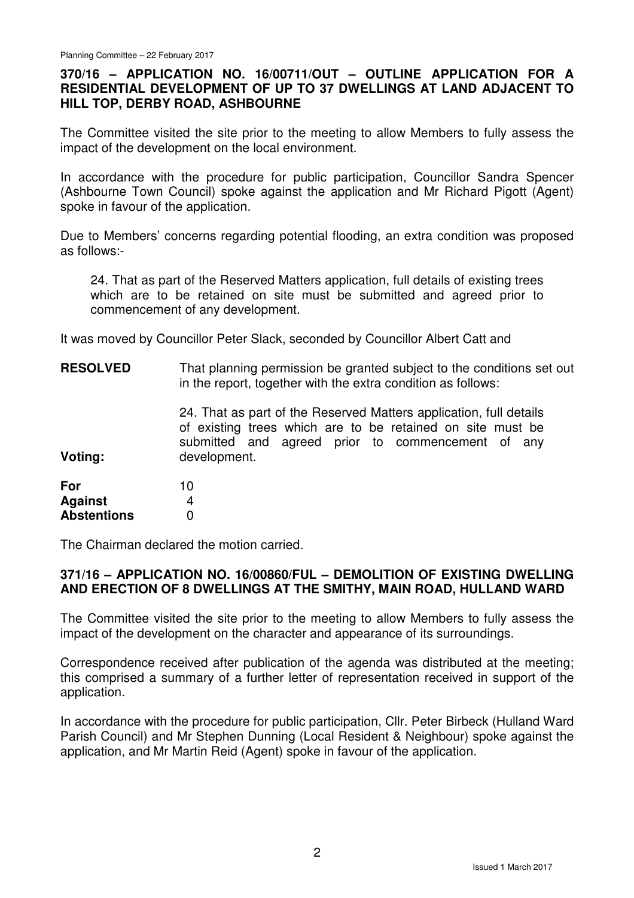## 370/16 – APPLICATION NO. 16/00711/OUT – OUTLINE APPLICATION FOR A RESIDENTIAL DEVELOPMENT OF UP TO 37 DWELLINGS AT LAND ADJACENT TO HILL TOP, DERBY ROAD, ASHBOURNE

The Committee visited the site prior to the meeting to allow Members to fully assess the impact of the development on the local environment.

In accordance with the procedure for public participation, Councillor Sandra Spencer (Ashbourne Town Council) spoke against the application and Mr Richard Pigott (Agent) spoke in favour of the application.

Due to Members' concerns regarding potential flooding, an extra condition was proposed as follows:-

> 24. That as part of the Reserved Matters application, full details of existing trees which are to be retained on site must be submitted and agreed prior to commencement of any development.

It was moved by Councillor Peter Slack, seconded by Councillor Albert Catt and

**RESOLVED** That planning permission be granted subject to the conditions set out in the report, together with the extra condition as follows:

> 24. That as part of the Reserved Matters application, full details of existing trees which are to be retained on site must be submitted and agreed prior to commencement of any development.

**Voting:**

| | |
|---|---|
| **For** | 10 |
| **Against** | 4 |
| **Abstentions** | 0 |

The Chairman declared the motion carried.

## 371/16 – APPLICATION NO. 16/00860/FUL – DEMOLITION OF EXISTING DWELLING AND ERECTION OF 8 DWELLINGS AT THE SMITHY, MAIN ROAD, HULLAND WARD

The Committee visited the site prior to the meeting to allow Members to fully assess the impact of the development on the character and appearance of its surroundings.

Correspondence received after publication of the agenda was distributed at the meeting; this comprised a summary of a further letter of representation received in support of the application.

In accordance with the procedure for public participation, Cllr. Peter Birbeck (Hulland Ward Parish Council) and Mr Stephen Dunning (Local Resident & Neighbour) spoke against the application, and Mr Martin Reid (Agent) spoke in favour of the application.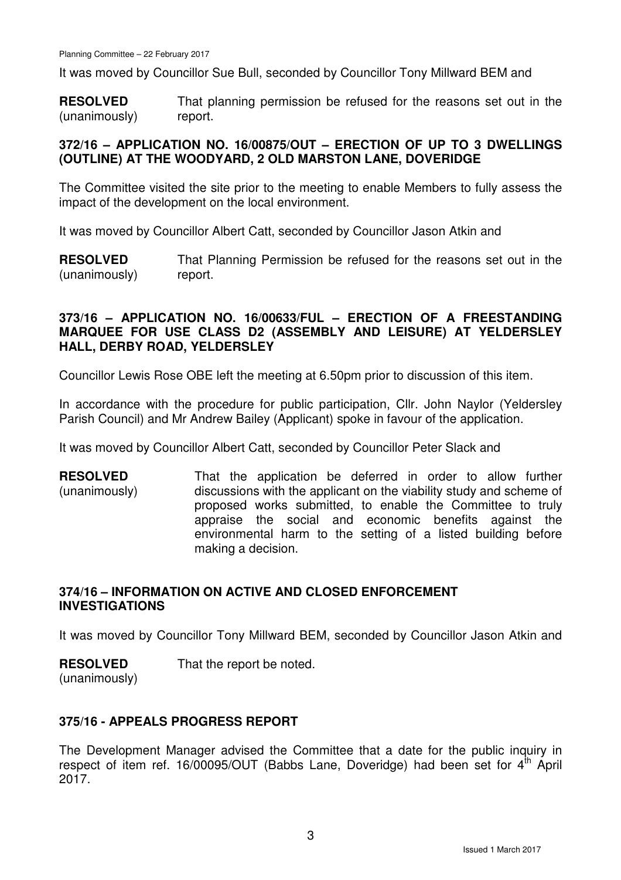It was moved by Councillor Sue Bull, seconded by Councillor Tony Millward BEM and

**RESOLVED** (unanimously) That planning permission be refused for the reasons set out in the report.

## 372/16 – APPLICATION NO. 16/00875/OUT – ERECTION OF UP TO 3 DWELLINGS (OUTLINE) AT THE WOODYARD, 2 OLD MARSTON LANE, DOVERIDGE

The Committee visited the site prior to the meeting to enable Members to fully assess the impact of the development on the local environment.

It was moved by Councillor Albert Catt, seconded by Councillor Jason Atkin and

**RESOLVED** (unanimously) That Planning Permission be refused for the reasons set out in the report.

## 373/16 – APPLICATION NO. 16/00633/FUL – ERECTION OF A FREESTANDING MARQUEE FOR USE CLASS D2 (ASSEMBLY AND LEISURE) AT YELDERSLEY HALL, DERBY ROAD, YELDERSLEY

Councillor Lewis Rose OBE left the meeting at 6.50pm prior to discussion of this item.

In accordance with the procedure for public participation, Cllr. John Naylor (Yeldersley Parish Council) and Mr Andrew Bailey (Applicant) spoke in favour of the application.

It was moved by Councillor Albert Catt, seconded by Councillor Peter Slack and

**RESOLVED** (unanimously) That the application be deferred in order to allow further discussions with the applicant on the viability study and scheme of proposed works submitted, to enable the Committee to truly appraise the social and economic benefits against the environmental harm to the setting of a listed building before making a decision.

## 374/16 – INFORMATION ON ACTIVE AND CLOSED ENFORCEMENT INVESTIGATIONS

It was moved by Councillor Tony Millward BEM, seconded by Councillor Jason Atkin and

**RESOLVED** (unanimously) That the report be noted.

## 375/16 - APPEALS PROGRESS REPORT

The Development Manager advised the Committee that a date for the public inquiry in respect of item ref. 16/00095/OUT (Babbs Lane, Doveridge) had been set for 4th April 2017.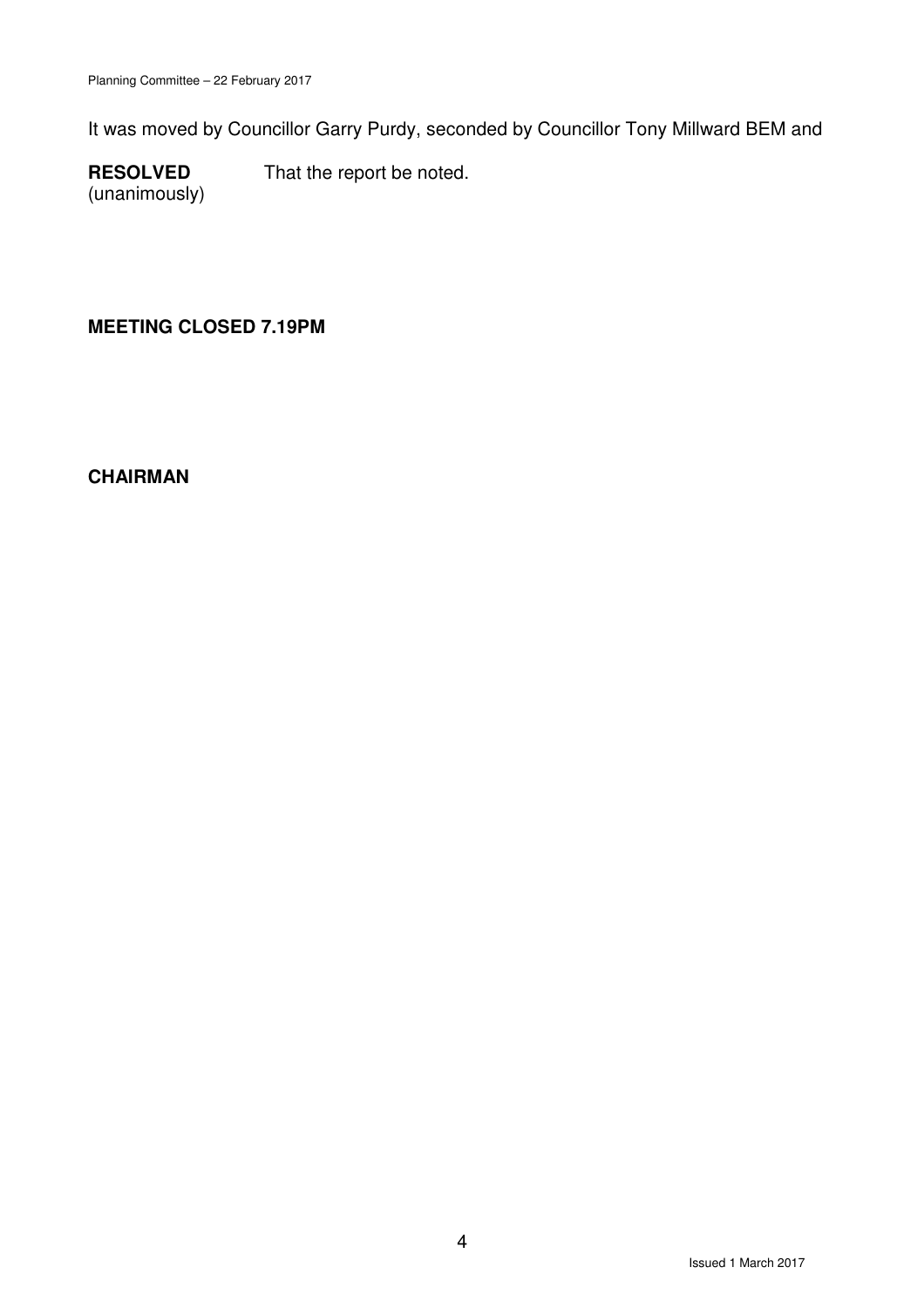It was moved by Councillor Garry Purdy, seconded by Councillor Tony Millward BEM and

**RESOLVED** (unanimously) That the report be noted.

**MEETING CLOSED 7.19PM**

**CHAIRMAN**